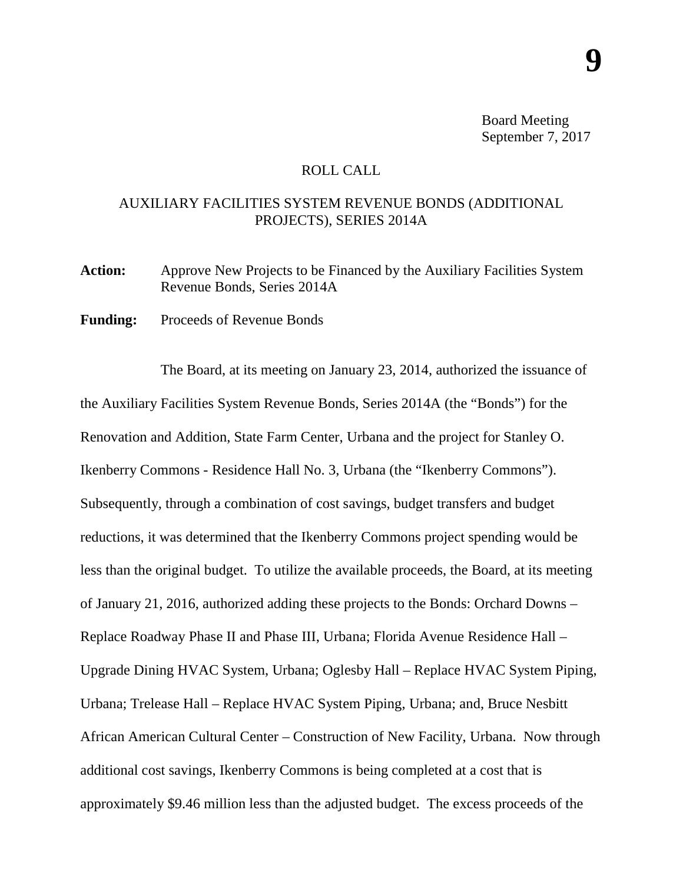# 9

Board Meeting
September 7, 2017

ROLL CALL

AUXILIARY FACILITIES SYSTEM REVENUE BONDS (ADDITIONAL PROJECTS), SERIES 2014A

**Action:** Approve New Projects to be Financed by the Auxiliary Facilities System Revenue Bonds, Series 2014A

**Funding:** Proceeds of Revenue Bonds

The Board, at its meeting on January 23, 2014, authorized the issuance of the Auxiliary Facilities System Revenue Bonds, Series 2014A (the "Bonds") for the Renovation and Addition, State Farm Center, Urbana and the project for Stanley O. Ikenberry Commons - Residence Hall No. 3, Urbana (the "Ikenberry Commons"). Subsequently, through a combination of cost savings, budget transfers and budget reductions, it was determined that the Ikenberry Commons project spending would be less than the original budget. To utilize the available proceeds, the Board, at its meeting of January 21, 2016, authorized adding these projects to the Bonds: Orchard Downs – Replace Roadway Phase II and Phase III, Urbana; Florida Avenue Residence Hall – Upgrade Dining HVAC System, Urbana; Oglesby Hall – Replace HVAC System Piping, Urbana; Trelease Hall – Replace HVAC System Piping, Urbana; and, Bruce Nesbitt African American Cultural Center – Construction of New Facility, Urbana. Now through additional cost savings, Ikenberry Commons is being completed at a cost that is approximately $9.46 million less than the adjusted budget. The excess proceeds of the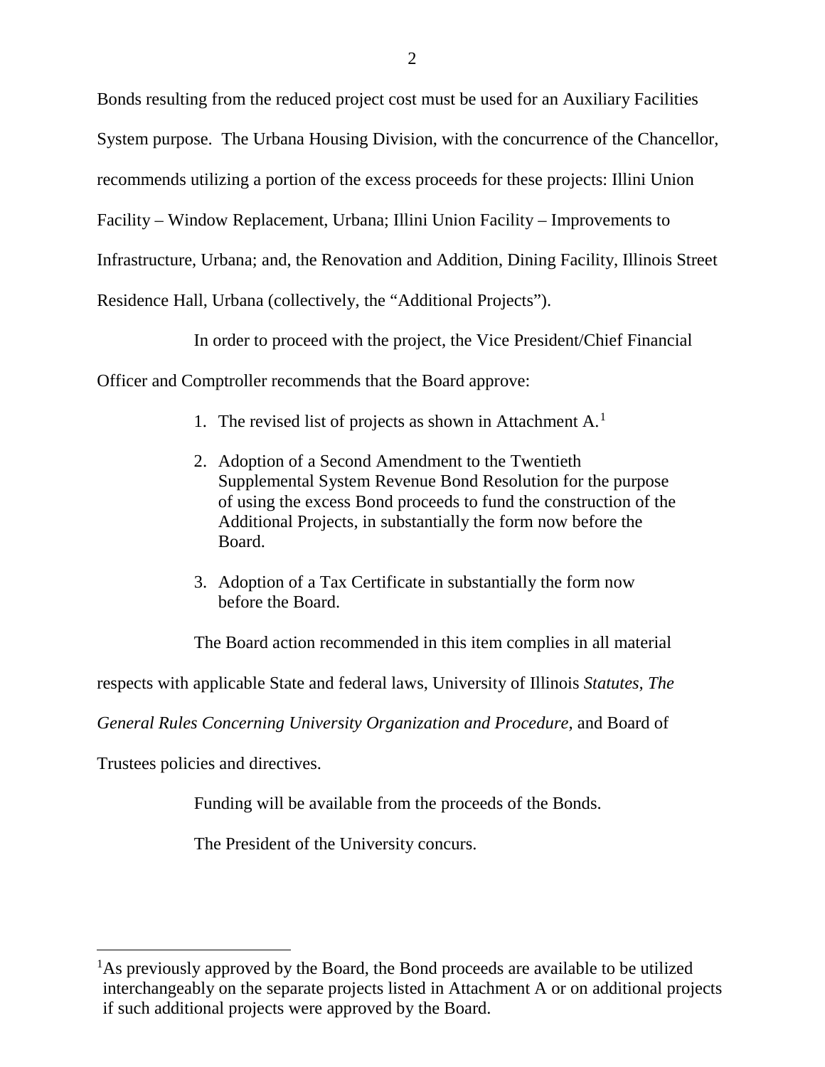Bonds resulting from the reduced project cost must be used for an Auxiliary Facilities System purpose. The Urbana Housing Division, with the concurrence of the Chancellor, recommends utilizing a portion of the excess proceeds for these projects: Illini Union Facility – Window Replacement, Urbana; Illini Union Facility – Improvements to Infrastructure, Urbana; and, the Renovation and Addition, Dining Facility, Illinois Street Residence Hall, Urbana (collectively, the "Additional Projects").

In order to proceed with the project, the Vice President/Chief Financial Officer and Comptroller recommends that the Board approve:

1. The revised list of projects as shown in Attachment A.[1]

2. Adoption of a Second Amendment to the Twentieth Supplemental System Revenue Bond Resolution for the purpose of using the excess Bond proceeds to fund the construction of the Additional Projects, in substantially the form now before the Board.

3. Adoption of a Tax Certificate in substantially the form now before the Board.

The Board action recommended in this item complies in all material respects with applicable State and federal laws, University of Illinois *Statutes, The General Rules Concerning University Organization and Procedure,* and Board of Trustees policies and directives.

Funding will be available from the proceeds of the Bonds.

The President of the University concurs.

---

[1]As previously approved by the Board, the Bond proceeds are available to be utilized interchangeably on the separate projects listed in Attachment A or on additional projects if such additional projects were approved by the Board.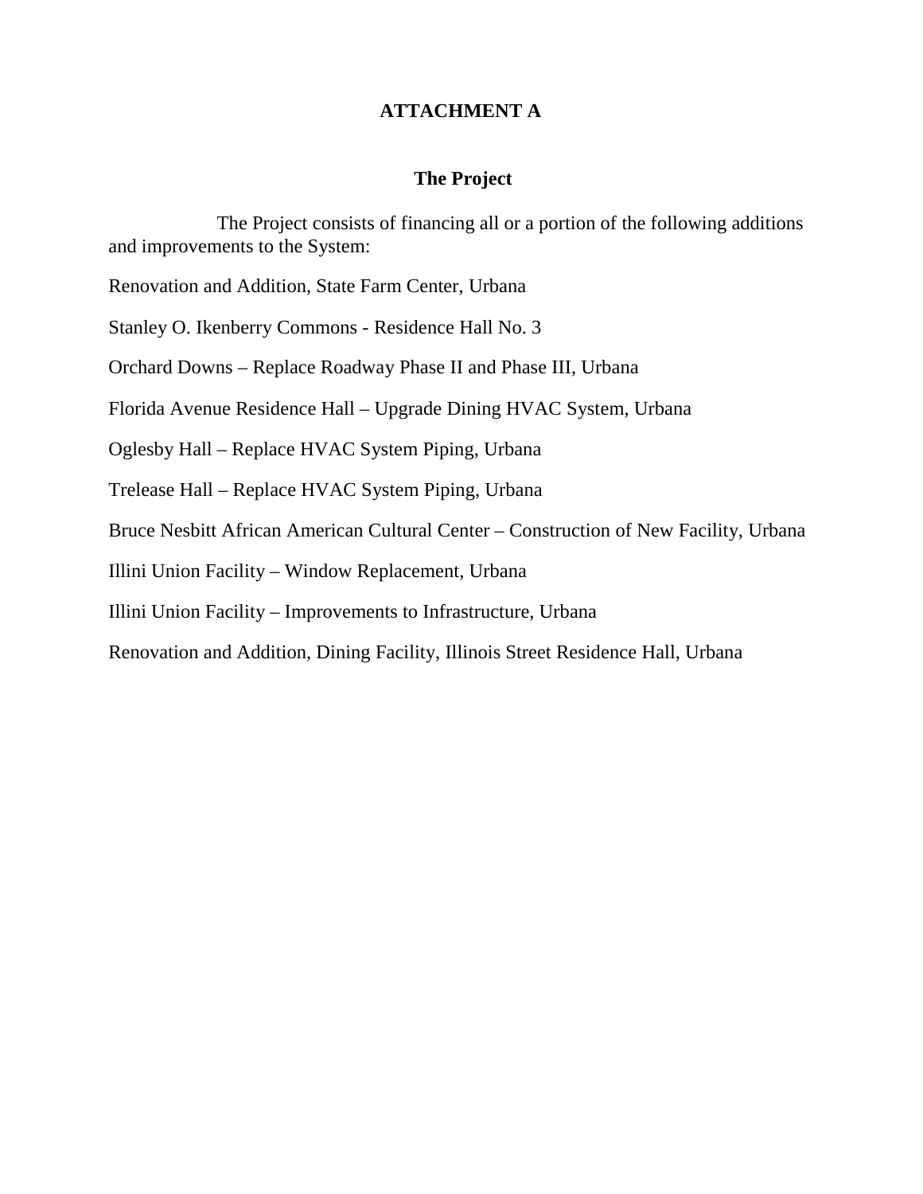# ATTACHMENT A

## The Project

The Project consists of financing all or a portion of the following additions and improvements to the System:

Renovation and Addition, State Farm Center, Urbana

Stanley O. Ikenberry Commons - Residence Hall No. 3

Orchard Downs – Replace Roadway Phase II and Phase III, Urbana

Florida Avenue Residence Hall – Upgrade Dining HVAC System, Urbana

Oglesby Hall – Replace HVAC System Piping, Urbana

Trelease Hall – Replace HVAC System Piping, Urbana

Bruce Nesbitt African American Cultural Center – Construction of New Facility, Urbana

Illini Union Facility – Window Replacement, Urbana

Illini Union Facility – Improvements to Infrastructure, Urbana

Renovation and Addition, Dining Facility, Illinois Street Residence Hall, Urbana